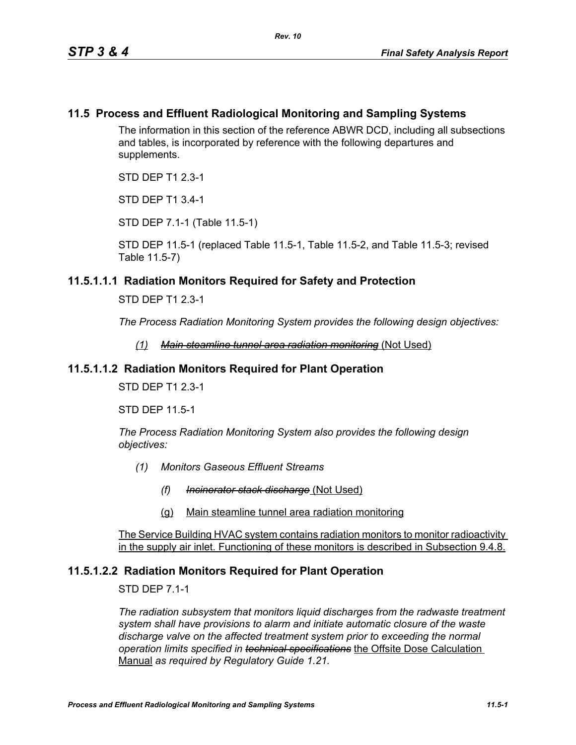## 11.5 Process and Effluent Radiological Monitoring and Sampling Systems

The information in this section of the reference ABWR DCD, including all subsections and tables, is incorporated by reference with the following departures and supplements.

STD DEP T1 2.3-1

STD DEP T1 3.4-1

STD DEP 7.1-1 (Table 11.5-1)

STD DEP 11.5-1 (replaced Table 11.5-1, Table 11.5-2, and Table 11.5-3; revised Table 11.5-7)

### 11.5.1.1.1 Radiation Monitors Required for Safety and Protection

STD DEP T1 2.3-1

*The Process Radiation Monitoring System provides the following design objectives:*

> *(1)* ~~*Main steamline tunnel area radiation monitoring*~~ (Not Used)

### 11.5.1.1.2 Radiation Monitors Required for Plant Operation

STD DEP T1 2.3-1

STD DEP 11.5-1

*The Process Radiation Monitoring System also provides the following design objectives:*

> *(1) Monitors Gaseous Effluent Streams*
>
> > *(f)* ~~*Incinerator stack discharge*~~ (Not Used)
> >
> > (g) Main steamline tunnel area radiation monitoring

The Service Building HVAC system contains radiation monitors to monitor radioactivity in the supply air inlet. Functioning of these monitors is described in Subsection 9.4.8.

### 11.5.1.2.2 Radiation Monitors Required for Plant Operation

STD DEP 7.1-1

*The radiation subsystem that monitors liquid discharges from the radwaste treatment system shall have provisions to alarm and initiate automatic closure of the waste discharge valve on the affected treatment system prior to exceeding the normal operation limits specified in* ~~*technical specifications*~~ the Offsite Dose Calculation Manual *as required by Regulatory Guide 1.21.*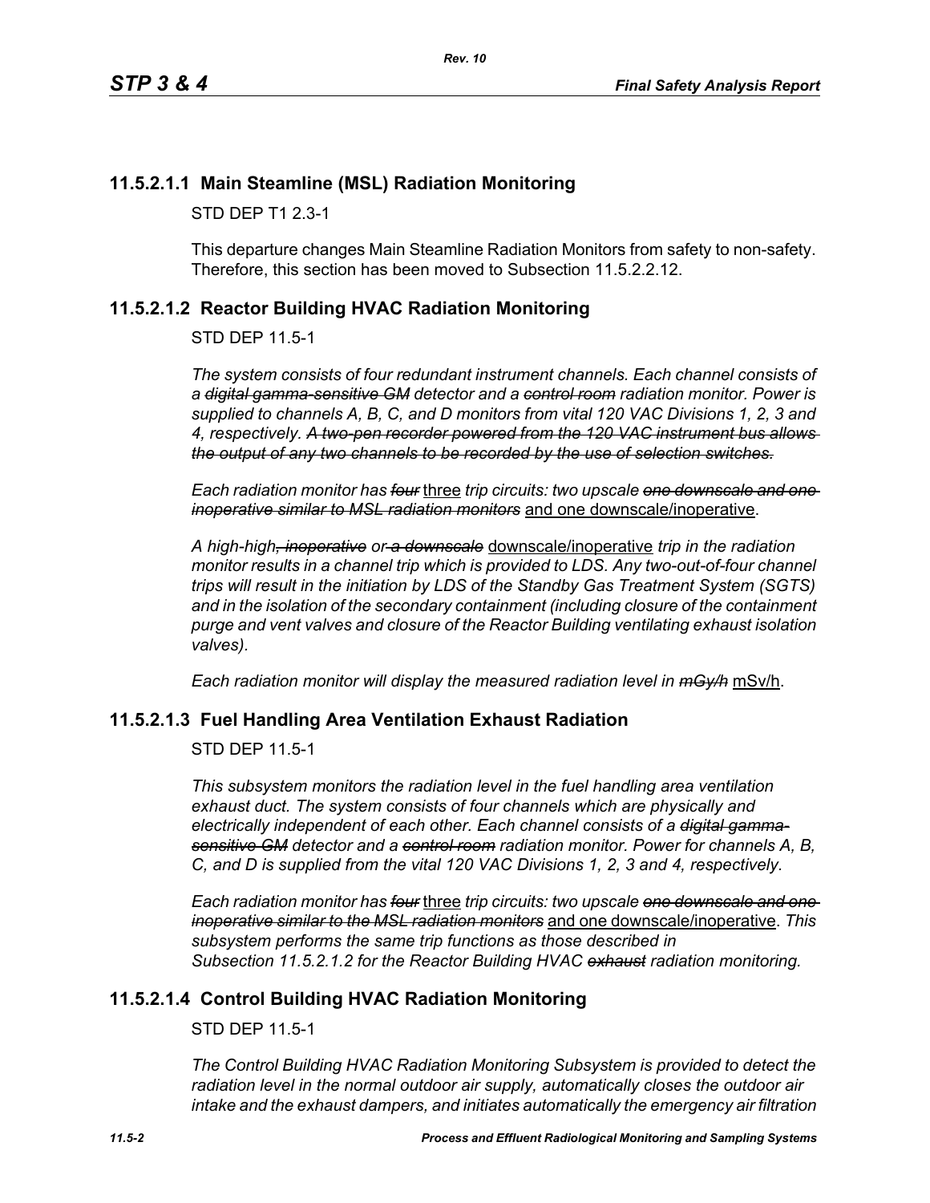## 11.5.2.1.1 Main Steamline (MSL) Radiation Monitoring

STD DEP T1 2.3-1

This departure changes Main Steamline Radiation Monitors from safety to non-safety. Therefore, this section has been moved to Subsection 11.5.2.2.12.

## 11.5.2.1.2 Reactor Building HVAC Radiation Monitoring

STD DEP 11.5-1

*The system consists of four redundant instrument channels. Each channel consists of a ~~digital gamma-sensitive GM~~ detector and a ~~control room~~ radiation monitor. Power is supplied to channels A, B, C, and D monitors from vital 120 VAC Divisions 1, 2, 3 and 4, respectively. ~~A two-pen recorder powered from the 120 VAC instrument bus allows the output of any two channels to be recorded by the use of selection switches.~~*

*Each radiation monitor has ~~four~~* three *trip circuits: two upscale ~~one downscale and one inoperative similar to MSL radiation monitors~~* and one downscale/inoperative.

*A high-high~~, inoperative~~ or~~ a downscale~~* downscale/inoperative *trip in the radiation monitor results in a channel trip which is provided to LDS. Any two-out-of-four channel trips will result in the initiation by LDS of the Standby Gas Treatment System (SGTS) and in the isolation of the secondary containment (including closure of the containment purge and vent valves and closure of the Reactor Building ventilating exhaust isolation valves).*

*Each radiation monitor will display the measured radiation level in ~~mGy/h~~* mSv/h.

## 11.5.2.1.3 Fuel Handling Area Ventilation Exhaust Radiation

STD DEP 11.5-1

*This subsystem monitors the radiation level in the fuel handling area ventilation exhaust duct. The system consists of four channels which are physically and electrically independent of each other. Each channel consists of a ~~digital gamma-sensitive GM~~ detector and a ~~control room~~ radiation monitor. Power for channels A, B, C, and D is supplied from the vital 120 VAC Divisions 1, 2, 3 and 4, respectively.*

*Each radiation monitor has ~~four~~* three *trip circuits: two upscale ~~one downscale and one inoperative similar to the MSL radiation monitors~~* and one downscale/inoperative. *This subsystem performs the same trip functions as those described in Subsection 11.5.2.1.2 for the Reactor Building HVAC ~~exhaust~~ radiation monitoring.*

## 11.5.2.1.4 Control Building HVAC Radiation Monitoring

STD DEP 11.5-1

*The Control Building HVAC Radiation Monitoring Subsystem is provided to detect the radiation level in the normal outdoor air supply, automatically closes the outdoor air intake and the exhaust dampers, and initiates automatically the emergency air filtration*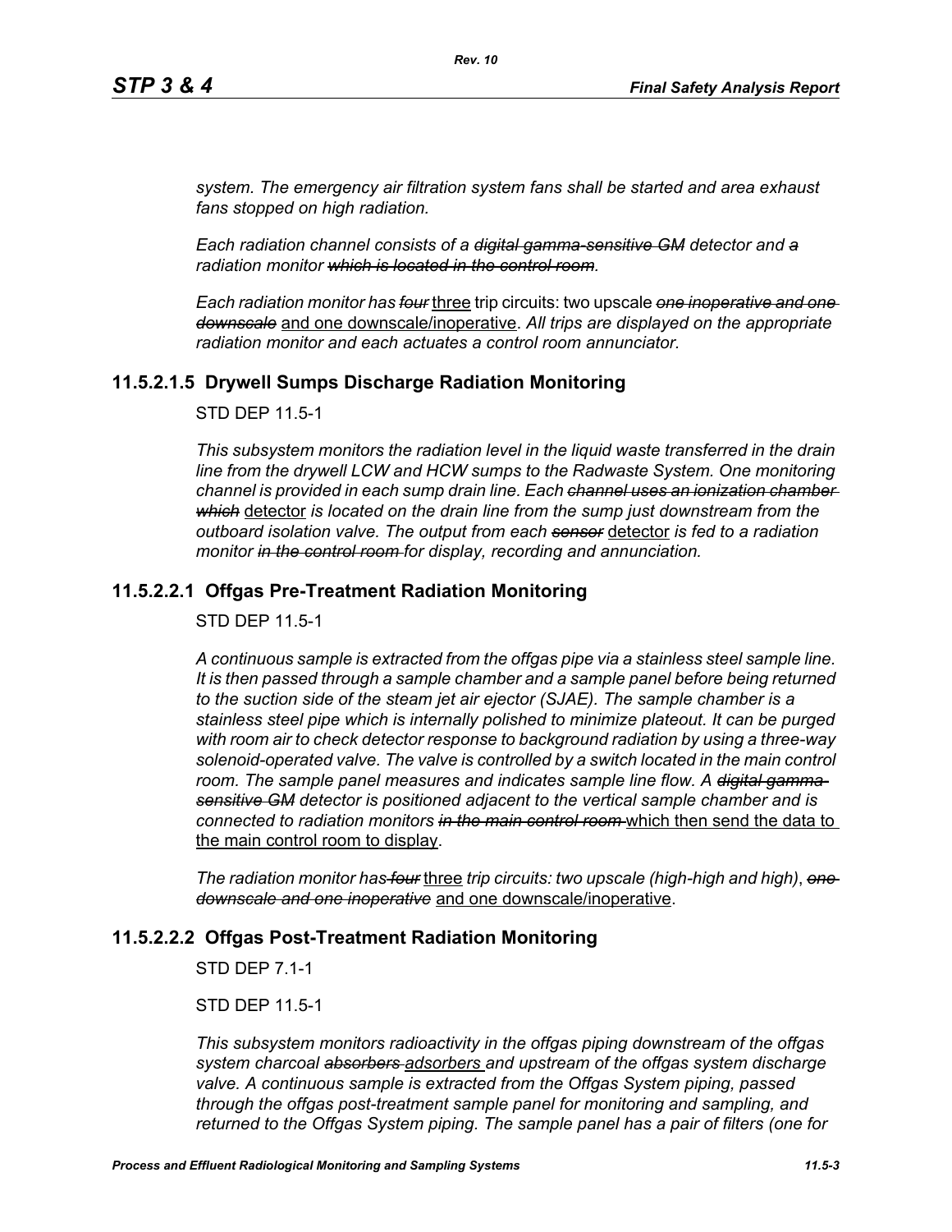*system. The emergency air filtration system fans shall be started and area exhaust fans stopped on high radiation.*

*Each radiation channel consists of a ~~digital gamma-sensitive GM~~ detector and ~~a~~ radiation monitor ~~which is located in the control room~~.*

*Each radiation monitor has ~~four~~* three *trip circuits: two upscale ~~one inoperative and one downscale~~* and one downscale/inoperative. *All trips are displayed on the appropriate radiation monitor and each actuates a control room annunciator.*

## 11.5.2.1.5 Drywell Sumps Discharge Radiation Monitoring

STD DEP 11.5-1

*This subsystem monitors the radiation level in the liquid waste transferred in the drain line from the drywell LCW and HCW sumps to the Radwaste System. One monitoring channel is provided in each sump drain line. Each ~~channel uses an ionization chamber which~~* detector *is located on the drain line from the sump just downstream from the outboard isolation valve. The output from each ~~sensor~~* detector *is fed to a radiation monitor ~~in the control room~~ for display, recording and annunciation.*

## 11.5.2.2.1 Offgas Pre-Treatment Radiation Monitoring

STD DEP 11.5-1

*A continuous sample is extracted from the offgas pipe via a stainless steel sample line. It is then passed through a sample chamber and a sample panel before being returned to the suction side of the steam jet air ejector (SJAE). The sample chamber is a stainless steel pipe which is internally polished to minimize plateout. It can be purged with room air to check detector response to background radiation by using a three-way solenoid-operated valve. The valve is controlled by a switch located in the main control room. The sample panel measures and indicates sample line flow. A ~~digital gamma-sensitive GM~~ detector is positioned adjacent to the vertical sample chamber and is connected to radiation monitors ~~in the main control room~~* which then send the data to the main control room to display.

*The radiation monitor has ~~four~~* three *trip circuits: two upscale (high-high and high), ~~one downscale and one inoperative~~* and one downscale/inoperative.

## 11.5.2.2.2 Offgas Post-Treatment Radiation Monitoring

STD DEP 7.1-1

STD DEP 11.5-1

*This subsystem monitors radioactivity in the offgas piping downstream of the offgas system charcoal ~~absorbers~~* adsorbers *and upstream of the offgas system discharge valve. A continuous sample is extracted from the Offgas System piping, passed through the offgas post-treatment sample panel for monitoring and sampling, and returned to the Offgas System piping. The sample panel has a pair of filters (one for*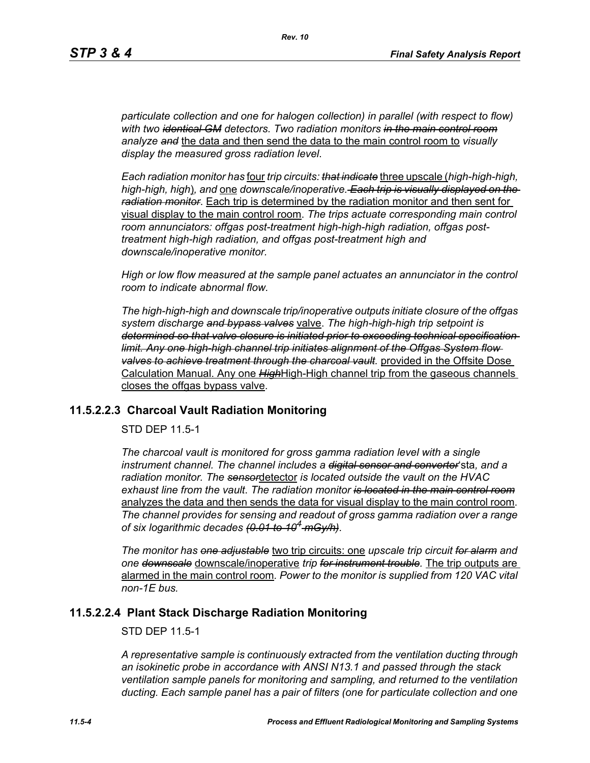*particulate collection and one for halogen collection) in parallel (with respect to flow) with two* ~~*identical GM*~~ *detectors. Two radiation monitors* ~~*in the main control room*~~ *analyze* ~~*and*~~ <u>the data and then send the data to the main control room to</u> *visually display the measured gross radiation level*.

*Each radiation monitor has* <u>four</u> *trip circuits:* ~~*that indicate*~~ <u>three upscale (</u>*high-high-high, high-high, high*<u>)</u>*, and* <u>one</u> *downscale/inoperative*. ~~*Each trip is visually displayed on the radiation monitor*~~. <u>Each trip is determined by the radiation monitor and then sent for visual display to the main control room</u>. *The trips actuate corresponding main control room annunciators: offgas post-treatment high-high-high radiation, offgas post-treatment high-high radiation, and offgas post-treatment high and downscale/inoperative monitor.*

*High or low flow measured at the sample panel actuates an annunciator in the control room to indicate abnormal flow.*

*The high-high-high and downscale trip/inoperative outputs initiate closure of the offgas system discharge* ~~*and bypass valves*~~ <u>valve</u>. *The high-high-high trip setpoint is* ~~*determined so that valve closure is initiated prior to exceeding technical specification limit. Any one high-high channel trip initiates alignment of the Offgas System flow valves to achieve treatment through the charcoal vault.*~~ <u>provided in the Offsite Dose Calculation Manual. Any one</u> ~~*High*~~<u>High-High channel trip from the gaseous channels closes the offgas bypass valve</u>.

### 11.5.2.2.3 Charcoal Vault Radiation Monitoring

STD DEP 11.5-1

*The charcoal vault is monitored for gross gamma radiation level with a single instrument channel. The channel includes a* ~~*digital sensor and converter*~~'sta*, and a radiation monitor. The* ~~*sensor*~~<u>detector</u> *is located outside the vault on the HVAC exhaust line from the vault*. *The radiation monitor* ~~*is located in the main control room*~~ <u>analyzes the data and then sends the data for visual display to the main control room</u>. *The channel provides for sensing and readout of gross gamma radiation over a range of six logarithmic decades* ~~*(0.01 to* $10^4$ *mGy/h)*~~.

*The monitor has* ~~*one adjustable*~~ <u>two trip circuits: one</u> *upscale trip circuit* ~~*for alarm*~~ *and one* ~~*downscale*~~ <u>downscale/inoperative</u> *trip* ~~*for instrument trouble*~~*.* <u>The trip outputs are alarmed in the main control room</u>. *Power to the monitor is supplied from 120 VAC vital non-1E bus.*

### 11.5.2.2.4 Plant Stack Discharge Radiation Monitoring

STD DEP 11.5-1

*A representative sample is continuously extracted from the ventilation ducting through an isokinetic probe in accordance with ANSI N13.1 and passed through the stack ventilation sample panels for monitoring and sampling, and returned to the ventilation ducting. Each sample panel has a pair of filters (one for particulate collection and one*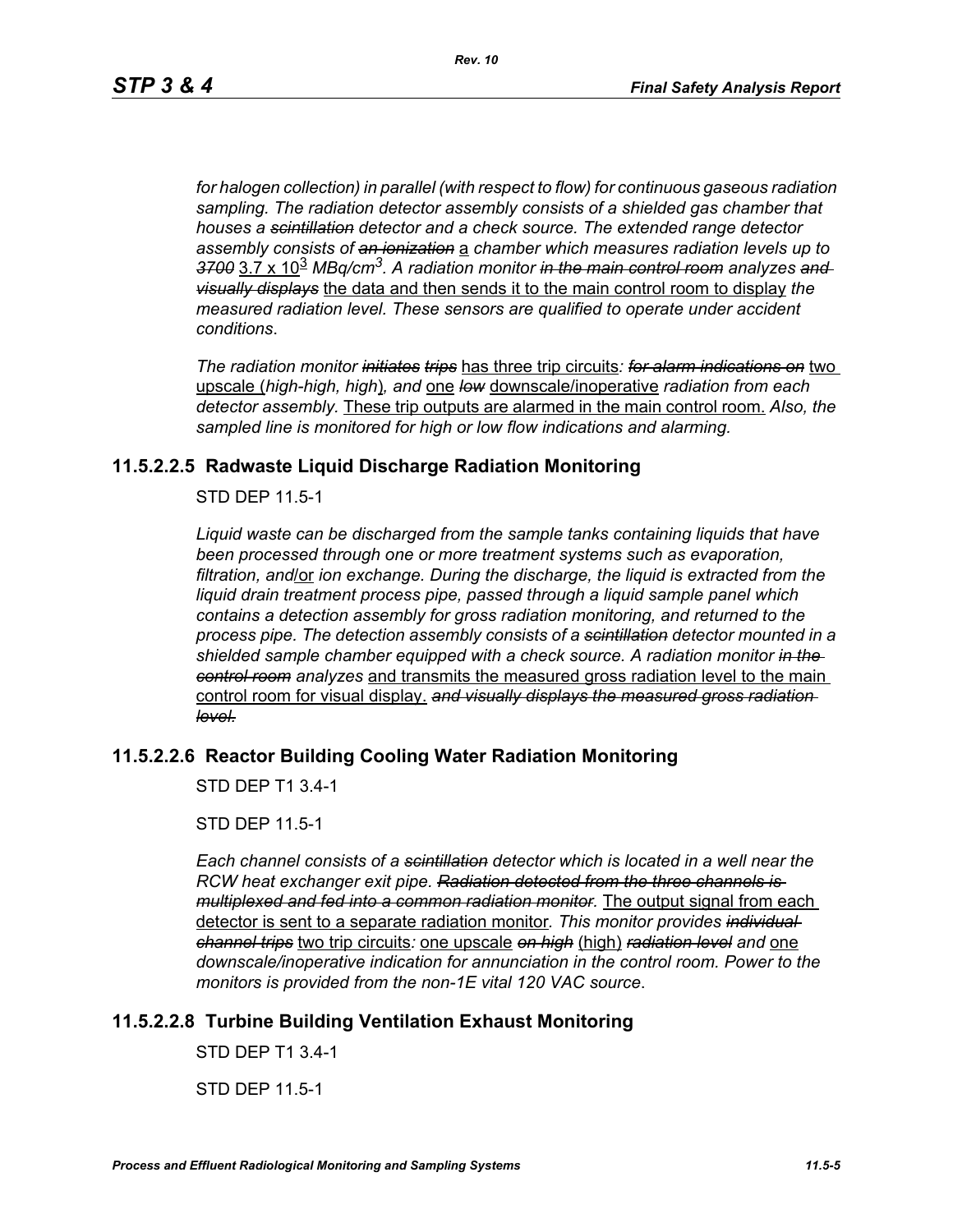*for halogen collection) in parallel (with respect to flow) for continuous gaseous radiation sampling. The radiation detector assembly consists of a shielded gas chamber that houses a ~~scintillation~~ detector and a check source. The extended range detector assembly consists of ~~an ionization~~* a *chamber which measures radiation levels up to ~~3700~~* $3.7 \times 10^3$ *MBq/cm*$^3$*. A radiation monitor ~~in the main control room~~ analyzes ~~and visually displays~~* the data and then sends it to the main control room to display *the measured radiation level. These sensors are qualified to operate under accident conditions*.

*The radiation monitor ~~initiates~~ ~~trips~~* has three trip circuits*: ~~for alarm indications on~~* two upscale (*high-high, high*)*, and* one *~~low~~* downscale/inoperative *radiation from each detector assembly.* These trip outputs are alarmed in the main control room. *Also, the sampled line is monitored for high or low flow indications and alarming.*

## 11.5.2.2.5 Radwaste Liquid Discharge Radiation Monitoring

STD DEP 11.5-1

*Liquid waste can be discharged from the sample tanks containing liquids that have been processed through one or more treatment systems such as evaporation, filtration, and*/or *ion exchange. During the discharge, the liquid is extracted from the liquid drain treatment process pipe, passed through a liquid sample panel which contains a detection assembly for gross radiation monitoring, and returned to the process pipe. The detection assembly consists of a ~~scintillation~~ detector mounted in a shielded sample chamber equipped with a check source. A radiation monitor ~~in the control room~~ analyzes* and transmits the measured gross radiation level to the main control room for visual display. *~~and visually displays the measured gross radiation level.~~*

## 11.5.2.2.6 Reactor Building Cooling Water Radiation Monitoring

STD DEP T1 3.4-1

STD DEP 11.5-1

*Each channel consists of a ~~scintillation~~ detector which is located in a well near the RCW heat exchanger exit pipe. ~~Radiation detected from the three channels is multiplexed and fed into a common radiation monitor.~~* The output signal from each detector is sent to a separate radiation monitor*. This monitor provides ~~individual channel trips~~* two trip circuits*:* one upscale *~~on high~~* (high) *~~radiation level~~ and* one *downscale/inoperative indication for annunciation in the control room. Power to the monitors is provided from the non-1E vital 120 VAC source*.

## 11.5.2.2.8 Turbine Building Ventilation Exhaust Monitoring

STD DEP T1 3.4-1

STD DEP 11.5-1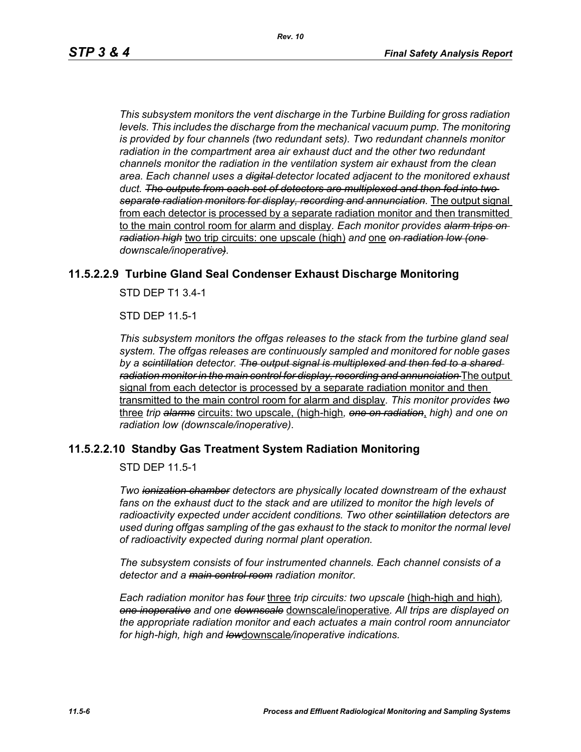*This subsystem monitors the vent discharge in the Turbine Building for gross radiation levels. This includes the discharge from the mechanical vacuum pump. The monitoring is provided by four channels (two redundant sets). Two redundant channels monitor radiation in the compartment area air exhaust duct and the other two redundant channels monitor the radiation in the ventilation system air exhaust from the clean area. Each channel uses a ~~digital~~ detector located adjacent to the monitored exhaust duct. ~~The outputs from each set of detectors are multiplexed and then fed into two separate radiation monitors for display, recording and annunciation.~~* <u>The output signal from each detector is processed by a separate radiation monitor and then transmitted to the main control room for alarm and display</u>. *Each monitor provides ~~alarm trips on radiation high~~* <u>two trip circuits: one upscale (high)</u> *and* <u>one</u> *~~on radiation low (one~~ downscale/inoperative~~)~~.*

### 11.5.2.2.9 Turbine Gland Seal Condenser Exhaust Discharge Monitoring

STD DEP T1 3.4-1

STD DEP 11.5-1

*This subsystem monitors the offgas releases to the stack from the turbine gland seal system. The offgas releases are continuously sampled and monitored for noble gases by a ~~scintillation~~ detector. ~~The output signal is multiplexed and then fed to a shared radiation monitor in the main control for display, recording and annunciation~~* <u>The output signal from each detector is processed by a separate radiation monitor and then transmitted to the main control room for alarm and display</u>*. This monitor provides ~~two~~* <u>three</u> *trip ~~alarms~~* <u>circuits: two upscale, (high-high</u>*, ~~one on radiation~~*<u>,</u> *high) and one on radiation low (downscale/inoperative).*

### 11.5.2.2.10 Standby Gas Treatment System Radiation Monitoring

STD DEP 11.5-1

*Two ~~ionization chamber~~ detectors are physically located downstream of the exhaust fans on the exhaust duct to the stack and are utilized to monitor the high levels of radioactivity expected under accident conditions. Two other ~~scintillation~~ detectors are used during offgas sampling of the gas exhaust to the stack to monitor the normal level of radioactivity expected during normal plant operation.*

*The subsystem consists of four instrumented channels. Each channel consists of a detector and a ~~main control room~~ radiation monitor.*

*Each radiation monitor has ~~four~~* <u>three</u> *trip circuits: two upscale* <u>(high-high and high)</u>*, ~~one inoperative~~ and one ~~downscale~~* <u>downscale/inoperative</u>*. All trips are displayed on the appropriate radiation monitor and each actuates a main control room annunciator for high-high, high and ~~low~~*<u>downscale</u>*/inoperative indications.*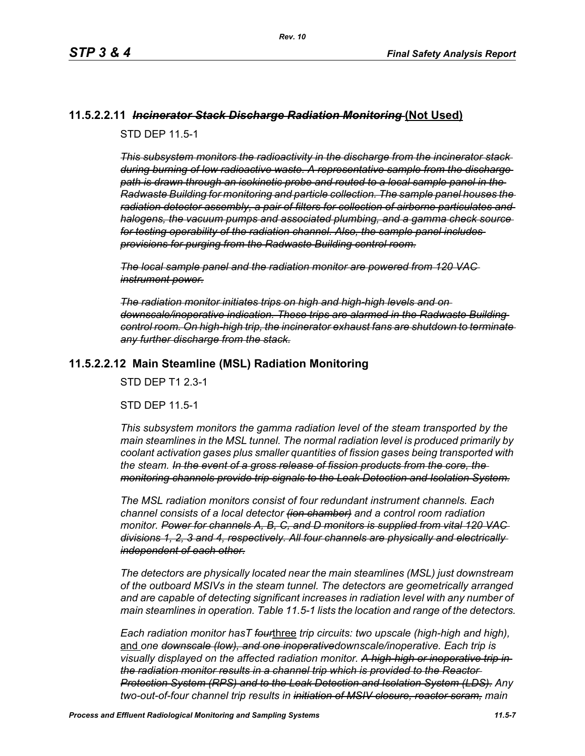### 11.5.2.2.11 ~~*Incinerator Stack Discharge Radiation Monitoring*~~ (Not Used)

STD DEP 11.5-1

~~*This subsystem monitors the radioactivity in the discharge from the incinerator stack during burning of low radioactive waste. A representative sample from the discharge path is drawn through an isokinetic probe and routed to a local sample panel in the Radwaste Building for monitoring and particle collection. The sample panel houses the radiation detector assembly, a pair of filters for collection of airborne particulates and halogens, the vacuum pumps and associated plumbing, and a gamma check source for testing operability of the radiation channel. Also, the sample panel includes provisions for purging from the Radwaste Building control room.*~~

~~*The local sample panel and the radiation monitor are powered from 120 VAC instrument power.*~~

~~*The radiation monitor initiates trips on high and high-high levels and on downscale/inoperative indication. These trips are alarmed in the Radwaste Building control room. On high-high trip, the incinerator exhaust fans are shutdown to terminate any further discharge from the stack.*~~

### 11.5.2.2.12 Main Steamline (MSL) Radiation Monitoring

STD DEP T1 2.3-1

STD DEP 11.5-1

*This subsystem monitors the gamma radiation level of the steam transported by the main steamlines in the MSL tunnel. The normal radiation level is produced primarily by coolant activation gases plus smaller quantities of fission gases being transported with the steam.* ~~*In the event of a gross release of fission products from the core, the monitoring channels provide trip signals to the Leak Detection and Isolation System.*~~

*The MSL radiation monitors consist of four redundant instrument channels. Each channel consists of a local detector* ~~*(ion chamber)*~~ *and a control room radiation monitor.* ~~*Power for channels A, B, C, and D monitors is supplied from vital 120 VAC divisions 1, 2, 3 and 4, respectively. All four channels are physically and electrically independent of each other.*~~

*The detectors are physically located near the main steamlines (MSL) just downstream of the outboard MSIVs in the steam tunnel. The detectors are geometrically arranged and are capable of detecting significant increases in radiation level with any number of main steamlines in operation. Table 11.5-1 lists the location and range of the detectors.*

*Each radiation monitor hasT* ~~*four*~~three *trip circuits: two upscale (high-high and high),* and *one* ~~*downscale (low), and one inoperative*~~*downscale/inoperative. Each trip is visually displayed on the affected radiation monitor.* ~~*A high-high or inoperative trip in the radiation monitor results in a channel trip which is provided to the Reactor Protection System (RPS) and to the Leak Detection and Isolation System (LDS).*~~ *Any two-out-of-four channel trip results in* ~~*initiation of MSIV closure, reactor scram,*~~ *main*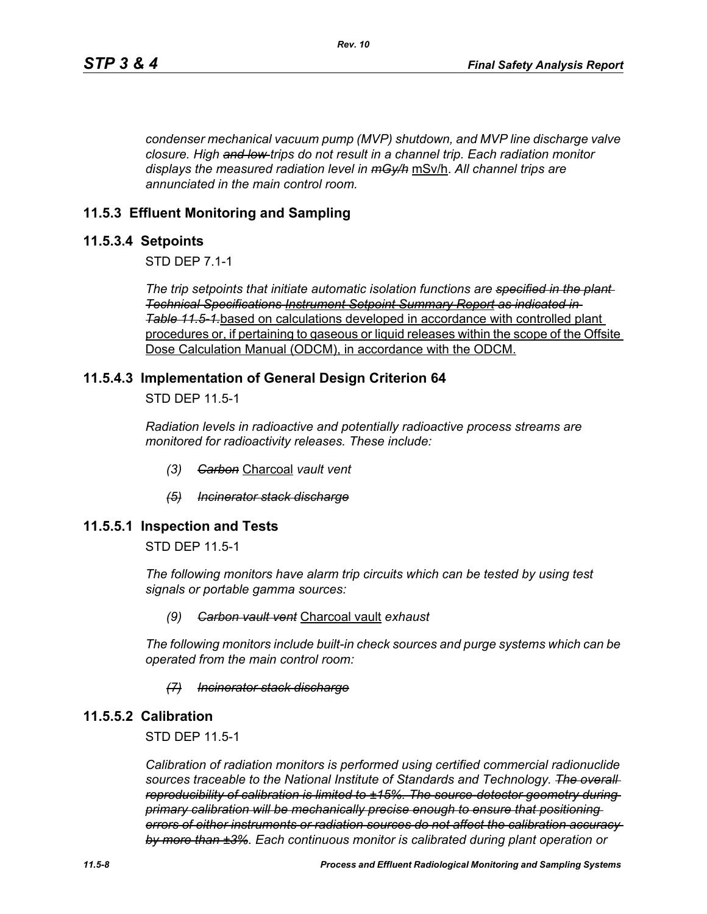*condenser mechanical vacuum pump (MVP) shutdown, and MVP line discharge valve closure. High ~~and low~~ trips do not result in a channel trip. Each radiation monitor displays the measured radiation level in ~~mGy/h~~* <u>mSv/h</u>. *All channel trips are annunciated in the main control room.*

## 11.5.3 Effluent Monitoring and Sampling

## 11.5.3.4 Setpoints

STD DEP 7.1-1

*The trip setpoints that initiate automatic isolation functions are ~~specified in the plant Technical Specifications~~ ~~<u>Instrument Setpoint Summary Report</u>~~ ~~as indicated in Table 11.5-1.~~*<u>based on calculations developed in accordance with controlled plant procedures or, if pertaining to gaseous or liquid releases within the scope of the Offsite Dose Calculation Manual (ODCM), in accordance with the ODCM.</u>

## 11.5.4.3 Implementation of General Design Criterion 64

STD DEP 11.5-1

*Radiation levels in radioactive and potentially radioactive process streams are monitored for radioactivity releases. These include:*

- *(3) ~~Carbon~~* <u>Charcoal</u> *vault vent*
- *~~(5) Incinerator stack discharge~~*

## 11.5.5.1 Inspection and Tests

STD DEP 11.5-1

*The following monitors have alarm trip circuits which can be tested by using test signals or portable gamma sources:*

- *(9) ~~Carbon vault vent~~* <u>Charcoal vault</u> *exhaust*

*The following monitors include built-in check sources and purge systems which can be operated from the main control room:*

- *~~(7) Incinerator stack discharge~~*

## 11.5.5.2 Calibration

STD DEP 11.5-1

*Calibration of radiation monitors is performed using certified commercial radionuclide sources traceable to the National Institute of Standards and Technology. ~~The overall reproducibility of calibration is limited to ±15%. The source-detector geometry during primary calibration will be mechanically precise enough to ensure that positioning errors of either instruments or radiation sources do not affect the calibration accuracy by more than ±3%~~. Each continuous monitor is calibrated during plant operation or*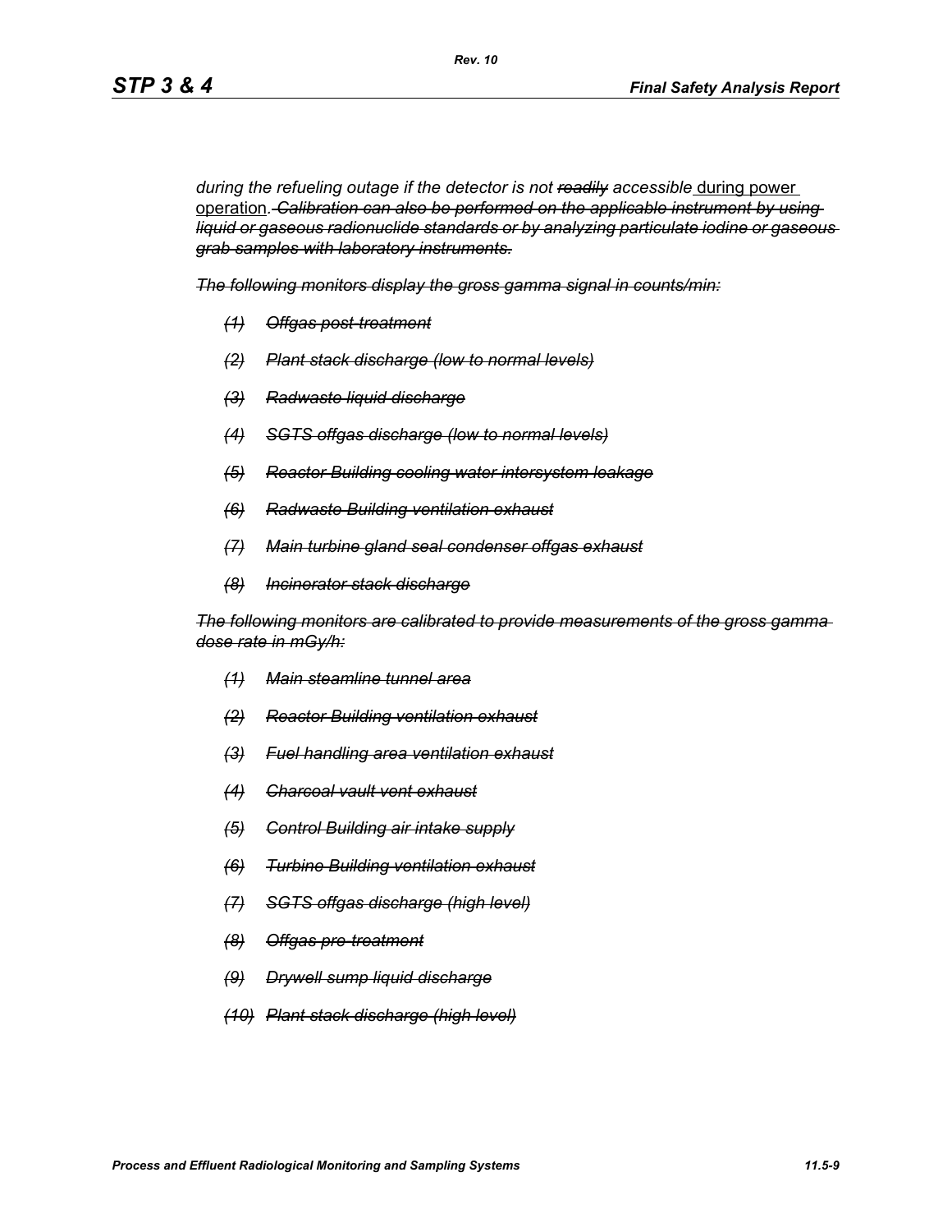*during the refueling outage if the detector is not ~~readily~~ accessible* <u>during power operation</u>*. ~~Calibration can also be performed on the applicable instrument by using liquid or gaseous radionuclide standards or by analyzing particulate iodine or gaseous grab samples with laboratory instruments.~~*

*~~The following monitors display the gross gamma signal in counts/min:~~*

- *~~(1) Offgas post-treatment~~*
- *~~(2) Plant stack discharge (low to normal levels)~~*
- *~~(3) Radwaste liquid discharge~~*
- *~~(4) SGTS offgas discharge (low to normal levels)~~*
- *~~(5) Reactor Building cooling water intersystem leakage~~*
- *~~(6) Radwaste Building ventilation exhaust~~*
- *~~(7) Main turbine gland seal condenser offgas exhaust~~*
- *~~(8) Incinerator stack discharge~~*

*~~The following monitors are calibrated to provide measurements of the gross gamma dose rate in mGy/h:~~*

- *~~(1) Main steamline tunnel area~~*
- *~~(2) Reactor Building ventilation exhaust~~*
- *~~(3) Fuel handling area ventilation exhaust~~*
- *~~(4) Charcoal vault vent exhaust~~*
- *~~(5) Control Building air intake supply~~*
- *~~(6) Turbine Building ventilation exhaust~~*
- *~~(7) SGTS offgas discharge (high level)~~*
- *~~(8) Offgas pre-treatment~~*
- *~~(9) Drywell sump liquid discharge~~*
- *~~(10) Plant stack discharge (high level)~~*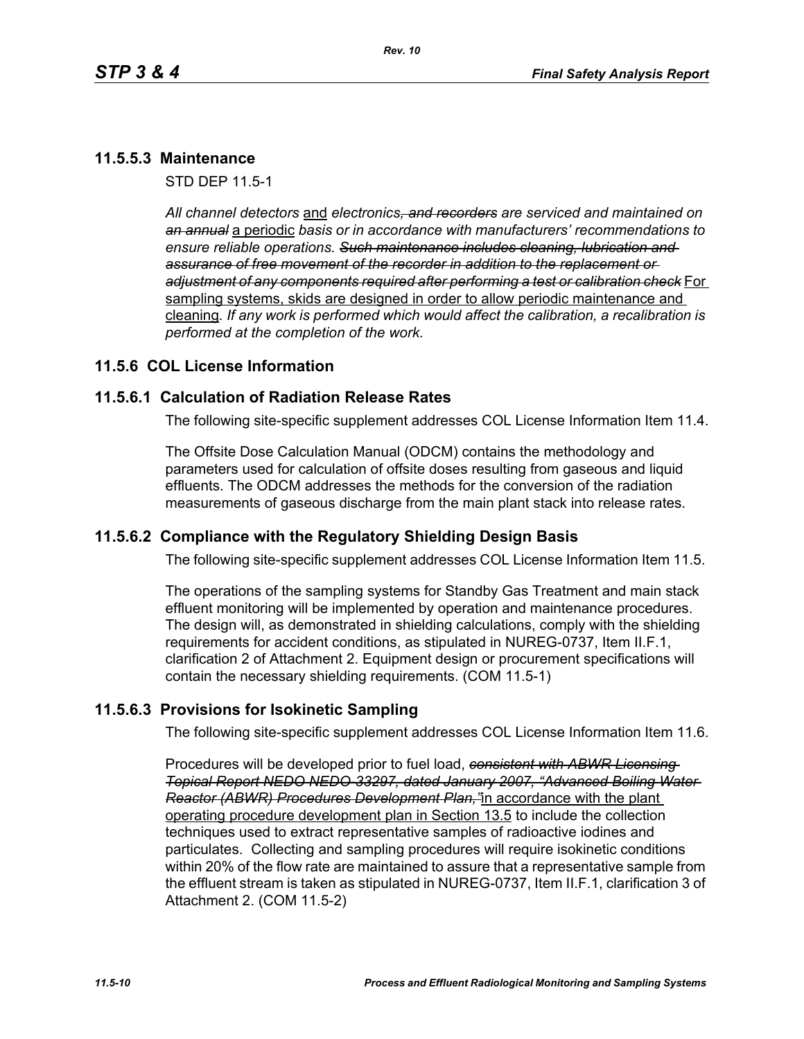## 11.5.5.3 Maintenance

STD DEP 11.5-1

*All channel detectors* and *electronics~~, and recorders~~ are serviced and maintained on ~~an annual~~* a periodic *basis or in accordance with manufacturers' recommendations to ensure reliable operations. ~~Such maintenance includes cleaning, lubrication and assurance of free movement of the recorder in addition to the replacement or adjustment of any components required after performing a test or calibration check~~* For sampling systems, skids are designed in order to allow periodic maintenance and cleaning*. If any work is performed which would affect the calibration, a recalibration is performed at the completion of the work.*

## 11.5.6 COL License Information

### 11.5.6.1 Calculation of Radiation Release Rates

The following site-specific supplement addresses COL License Information Item 11.4.

The Offsite Dose Calculation Manual (ODCM) contains the methodology and parameters used for calculation of offsite doses resulting from gaseous and liquid effluents. The ODCM addresses the methods for the conversion of the radiation measurements of gaseous discharge from the main plant stack into release rates.

### 11.5.6.2 Compliance with the Regulatory Shielding Design Basis

The following site-specific supplement addresses COL License Information Item 11.5.

The operations of the sampling systems for Standby Gas Treatment and main stack effluent monitoring will be implemented by operation and maintenance procedures. The design will, as demonstrated in shielding calculations, comply with the shielding requirements for accident conditions, as stipulated in NUREG-0737, Item II.F.1, clarification 2 of Attachment 2. Equipment design or procurement specifications will contain the necessary shielding requirements. (COM 11.5-1)

### 11.5.6.3 Provisions for Isokinetic Sampling

The following site-specific supplement addresses COL License Information Item 11.6.

Procedures will be developed prior to fuel load, *~~consistent with ABWR Licensing Topical Report NEDO NEDO-33297, dated January 2007, "Advanced Boiling Water Reactor (ABWR) Procedures Development Plan,"~~* in accordance with the plant operating procedure development plan in Section 13.5 to include the collection techniques used to extract representative samples of radioactive iodines and particulates. Collecting and sampling procedures will require isokinetic conditions within 20% of the flow rate are maintained to assure that a representative sample from the effluent stream is taken as stipulated in NUREG-0737, Item II.F.1, clarification 3 of Attachment 2. (COM 11.5-2)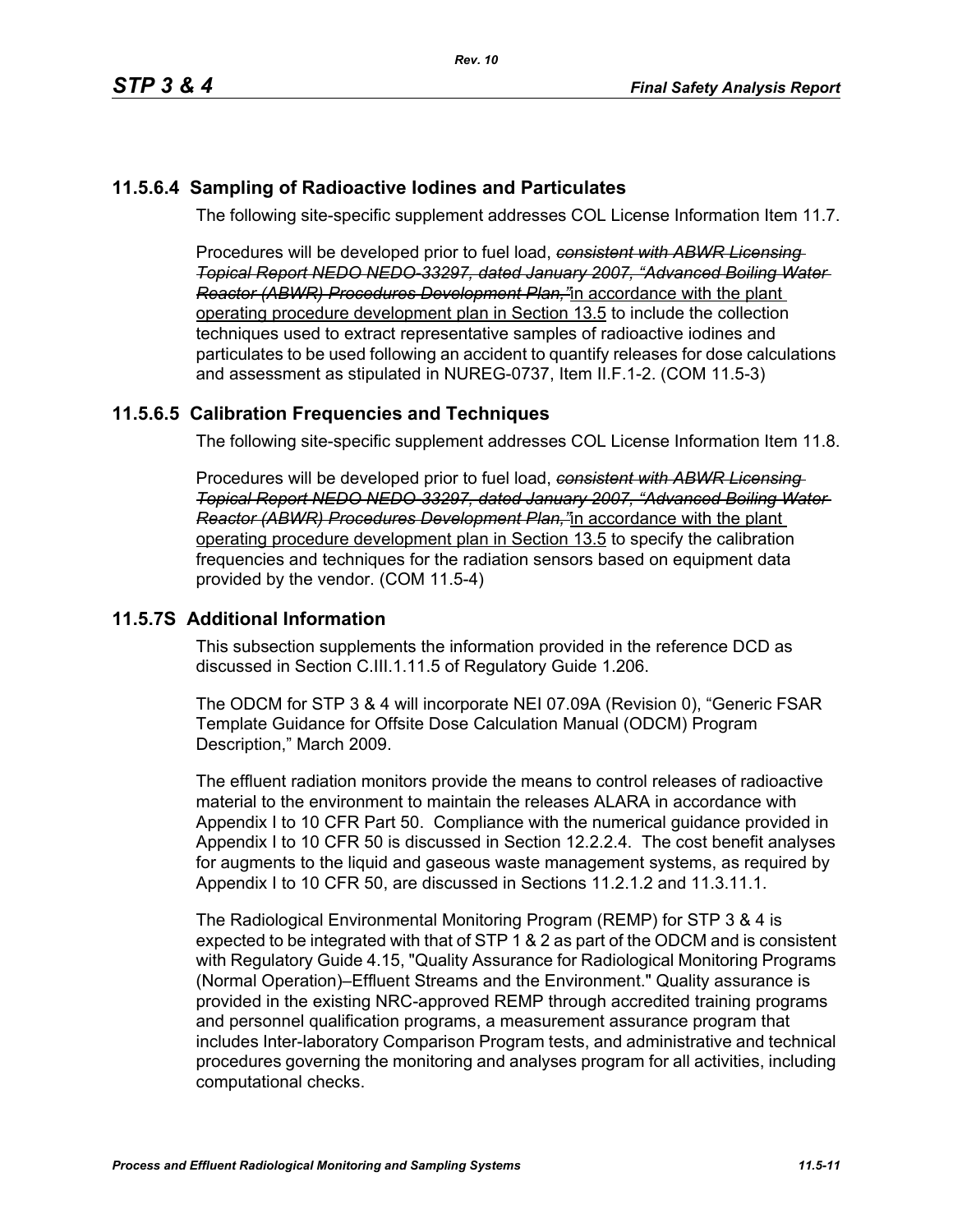## 11.5.6.4 Sampling of Radioactive Iodines and Particulates

The following site-specific supplement addresses COL License Information Item 11.7.

Procedures will be developed prior to fuel load, ~~*consistent with ABWR Licensing Topical Report NEDO NEDO-33297, dated January 2007, "Advanced Boiling Water Reactor (ABWR) Procedures Development Plan,"*~~ in accordance with the plant operating procedure development plan in Section 13.5 to include the collection techniques used to extract representative samples of radioactive iodines and particulates to be used following an accident to quantify releases for dose calculations and assessment as stipulated in NUREG-0737, Item II.F.1-2. (COM 11.5-3)

## 11.5.6.5 Calibration Frequencies and Techniques

The following site-specific supplement addresses COL License Information Item 11.8.

Procedures will be developed prior to fuel load, ~~*consistent with ABWR Licensing Topical Report NEDO NEDO-33297, dated January 2007, "Advanced Boiling Water Reactor (ABWR) Procedures Development Plan,"*~~ in accordance with the plant operating procedure development plan in Section 13.5 to specify the calibration frequencies and techniques for the radiation sensors based on equipment data provided by the vendor. (COM 11.5-4)

## 11.5.7S Additional Information

This subsection supplements the information provided in the reference DCD as discussed in Section C.III.1.11.5 of Regulatory Guide 1.206.

The ODCM for STP 3 & 4 will incorporate NEI 07.09A (Revision 0), "Generic FSAR Template Guidance for Offsite Dose Calculation Manual (ODCM) Program Description," March 2009.

The effluent radiation monitors provide the means to control releases of radioactive material to the environment to maintain the releases ALARA in accordance with Appendix I to 10 CFR Part 50. Compliance with the numerical guidance provided in Appendix I to 10 CFR 50 is discussed in Section 12.2.2.4. The cost benefit analyses for augments to the liquid and gaseous waste management systems, as required by Appendix I to 10 CFR 50, are discussed in Sections 11.2.1.2 and 11.3.11.1.

The Radiological Environmental Monitoring Program (REMP) for STP 3 & 4 is expected to be integrated with that of STP 1 & 2 as part of the ODCM and is consistent with Regulatory Guide 4.15, "Quality Assurance for Radiological Monitoring Programs (Normal Operation)–Effluent Streams and the Environment." Quality assurance is provided in the existing NRC-approved REMP through accredited training programs and personnel qualification programs, a measurement assurance program that includes Inter-laboratory Comparison Program tests, and administrative and technical procedures governing the monitoring and analyses program for all activities, including computational checks.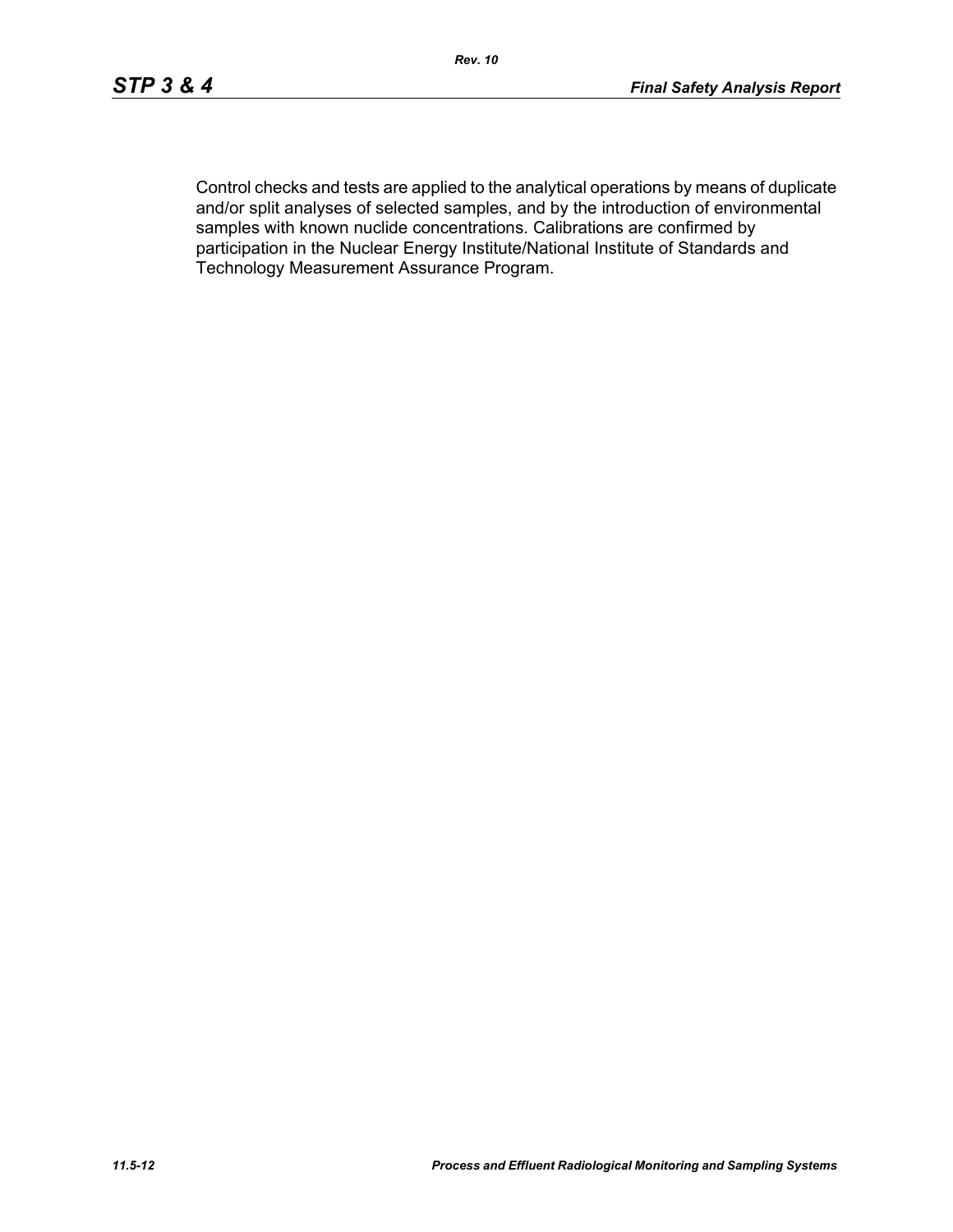Control checks and tests are applied to the analytical operations by means of duplicate and/or split analyses of selected samples, and by the introduction of environmental samples with known nuclide concentrations. Calibrations are confirmed by participation in the Nuclear Energy Institute/National Institute of Standards and Technology Measurement Assurance Program.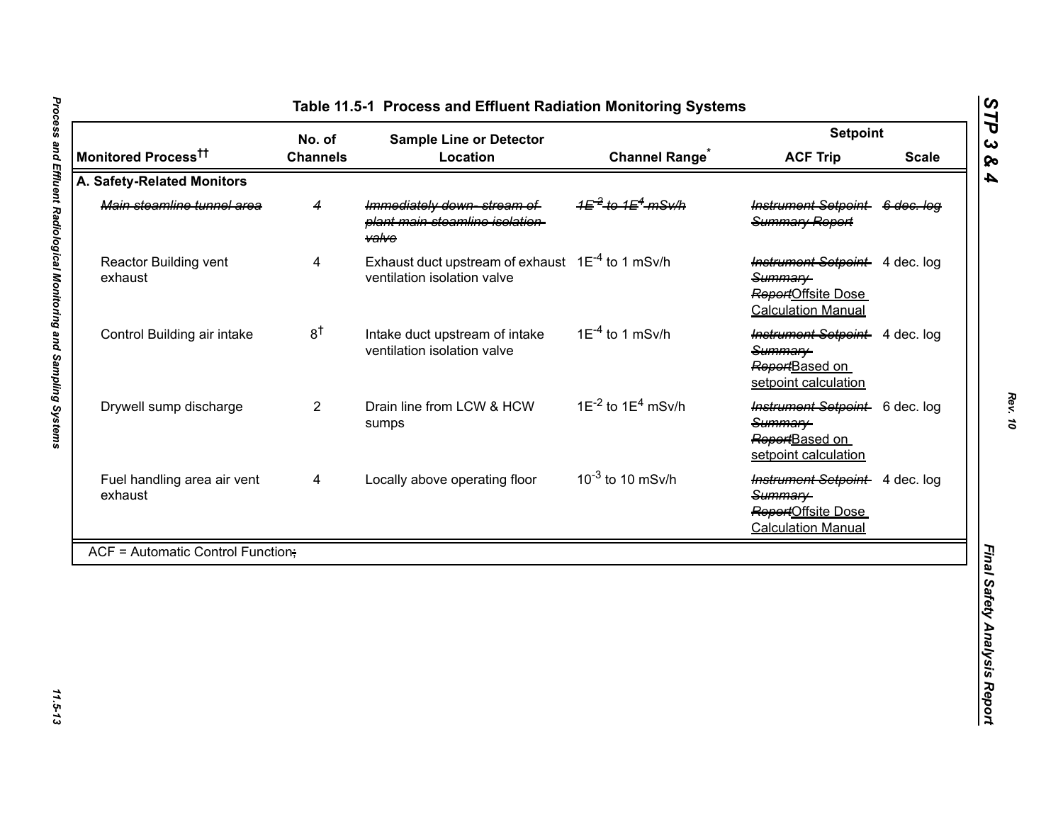# Table 11.5-1 Process and Effluent Radiation Monitoring Systems

| Monitored Process†† | No. of Channels | Sample Line or Detector Location | Channel Range* | Setpoint ACF Trip | Setpoint Scale |
|---|---|---|---|---|---|
| **A. Safety-Related Monitors** | | | | | |
| ~~Main steamline tunnel area~~ | ~~4~~ | ~~Immediately down- stream of plant main steamline isolation valve~~ | ~~$1E^{-2}$ to $1E^{4}$ mSv/h~~ | ~~Instrument Setpoint Summary Report~~ | ~~6 dec. log~~ |
| Reactor Building vent exhaust | 4 | Exhaust duct upstream of exhaust ventilation isolation valve | $1E^{-4}$ to 1 mSv/h | ~~Instrument Setpoint Summary Report~~Offsite Dose Calculation Manual | 4 dec. log |
| Control Building air intake | 8† | Intake duct upstream of intake ventilation isolation valve | $1E^{-4}$ to 1 mSv/h | ~~Instrument Setpoint Summary Report~~Based on setpoint calculation | 4 dec. log |
| Drywell sump discharge | 2 | Drain line from LCW & HCW sumps | $1E^{-2}$ to $1E^{4}$ mSv/h | ~~Instrument Setpoint Summary Report~~Based on setpoint calculation | 6 dec. log |
| Fuel handling area air vent exhaust | 4 | Locally above operating floor | $10^{-3}$ to 10 mSv/h | ~~Instrument Setpoint Summary Report~~Offsite Dose Calculation Manual | 4 dec. log |

ACF = Automatic Control Function~~;~~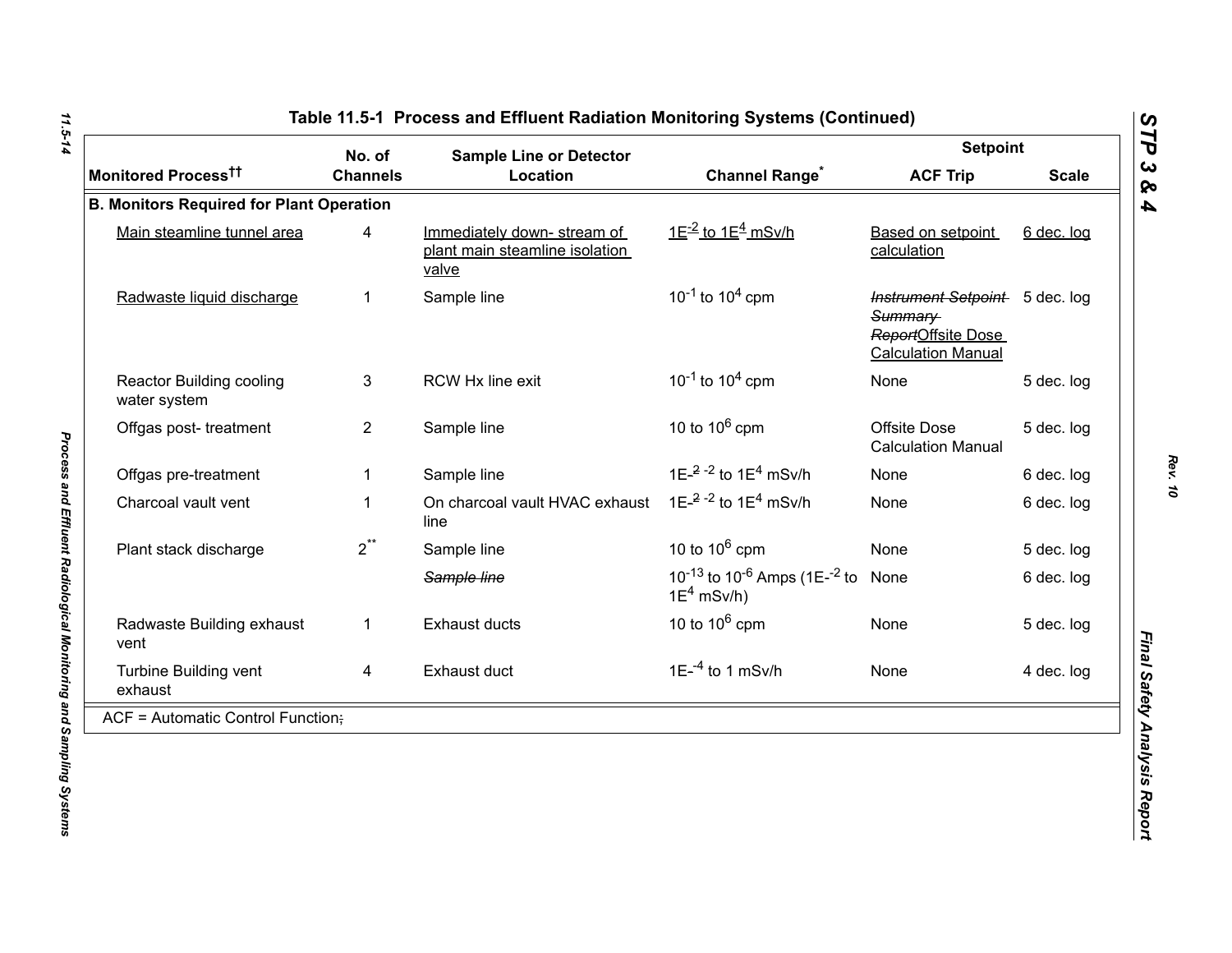# Table 11.5-1 Process and Effluent Radiation Monitoring Systems (Continued)

| Monitored Process†† | No. of Channels | Sample Line or Detector Location | Channel Range* | Setpoint | |
|---|---|---|---|---|---|
| | | | | ACF Trip | Scale |
| **B. Monitors Required for Plant Operation** | | | | | |
| Main steamline tunnel area | 4 | Immediately down- stream of plant main steamline isolation valve | $1E^{-2}$ to $1E^{4}$ mSv/h | Based on setpoint calculation | 6 dec. log |
| Radwaste liquid discharge | 1 | Sample line | $10^{-1}$ to $10^{4}$ cpm | ~~*Instrument Setpoint Summary Report*~~ Offsite Dose Calculation Manual | 5 dec. log |
| Reactor Building cooling water system | 3 | RCW Hx line exit | $10^{-1}$ to $10^{4}$ cpm | None | 5 dec. log |
| Offgas post- treatment | 2 | Sample line | 10 to $10^{6}$ cpm | Offsite Dose Calculation Manual | 5 dec. log |
| Offgas pre-treatment | 1 | Sample line | 1E-~~2~~ $^{-2}$ to $1E^{4}$ mSv/h | None | 6 dec. log |
| Charcoal vault vent | 1 | On charcoal vault HVAC exhaust line | 1E-~~2~~ $^{-2}$ to $1E^{4}$ mSv/h | None | 6 dec. log |
| Plant stack discharge | 2** | Sample line | 10 to $10^{6}$ cpm | None | 5 dec. log |
| | | ~~*Sample line*~~ | $10^{-13}$ to $10^{-6}$ Amps ($1E^{-2}$ to $1E^{4}$ mSv/h) | None | 6 dec. log |
| Radwaste Building exhaust vent | 1 | Exhaust ducts | 10 to $10^{6}$ cpm | None | 5 dec. log |
| Turbine Building vent exhaust | 4 | Exhaust duct | $1E^{-4}$ to 1 mSv/h | None | 4 dec. log |

ACF = Automatic Control Function~~;~~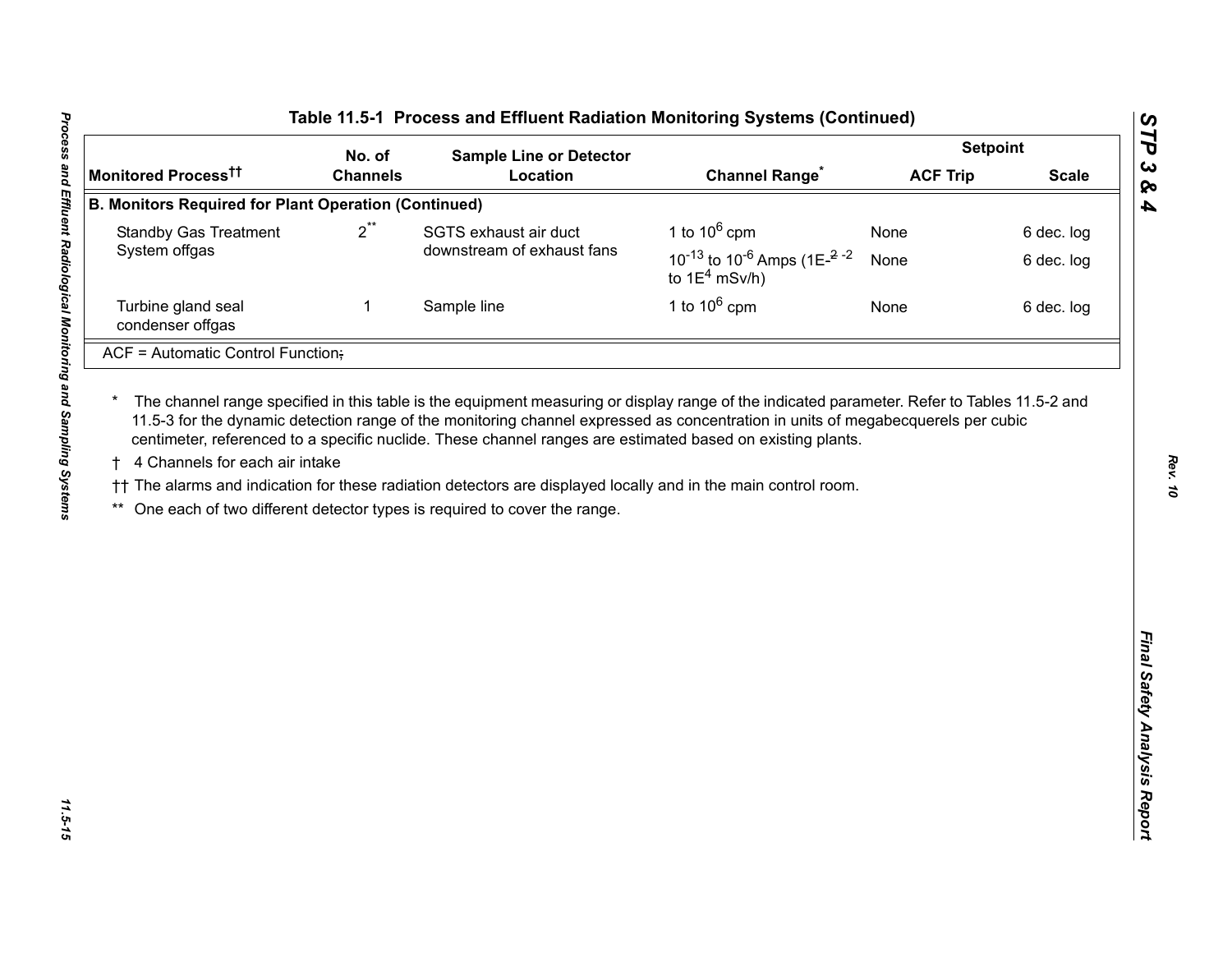## Table 11.5-1 Process and Effluent Radiation Monitoring Systems (Continued)

| Monitored Process†† | No. of Channels | Sample Line or Detector Location | Channel Range* | Setpoint | |
|---|---|---|---|---|---|
| | | | | ACF Trip | Scale |
| **B. Monitors Required for Plant Operation (Continued)** | | | | | |
| Standby Gas Treatment System offgas | 2** | SGTS exhaust air duct downstream of exhaust fans | 1 to $10^6$ cpm | None | 6 dec. log |
| | | | $10^{-13}$ to $10^{-6}$ Amps (1E-~~2~~ -2 to $1E^4$ mSv/h) | None | 6 dec. log |
| Turbine gland seal condenser offgas | 1 | Sample line | 1 to $10^6$ cpm | None | 6 dec. log |

ACF = Automatic Control Function~~;~~

\* The channel range specified in this table is the equipment measuring or display range of the indicated parameter. Refer to Tables 11.5-2 and 11.5-3 for the dynamic detection range of the monitoring channel expressed as concentration in units of megabecquerels per cubic centimeter, referenced to a specific nuclide. These channel ranges are estimated based on existing plants.

† 4 Channels for each air intake

†† The alarms and indication for these radiation detectors are displayed locally and in the main control room.

** One each of two different detector types is required to cover the range.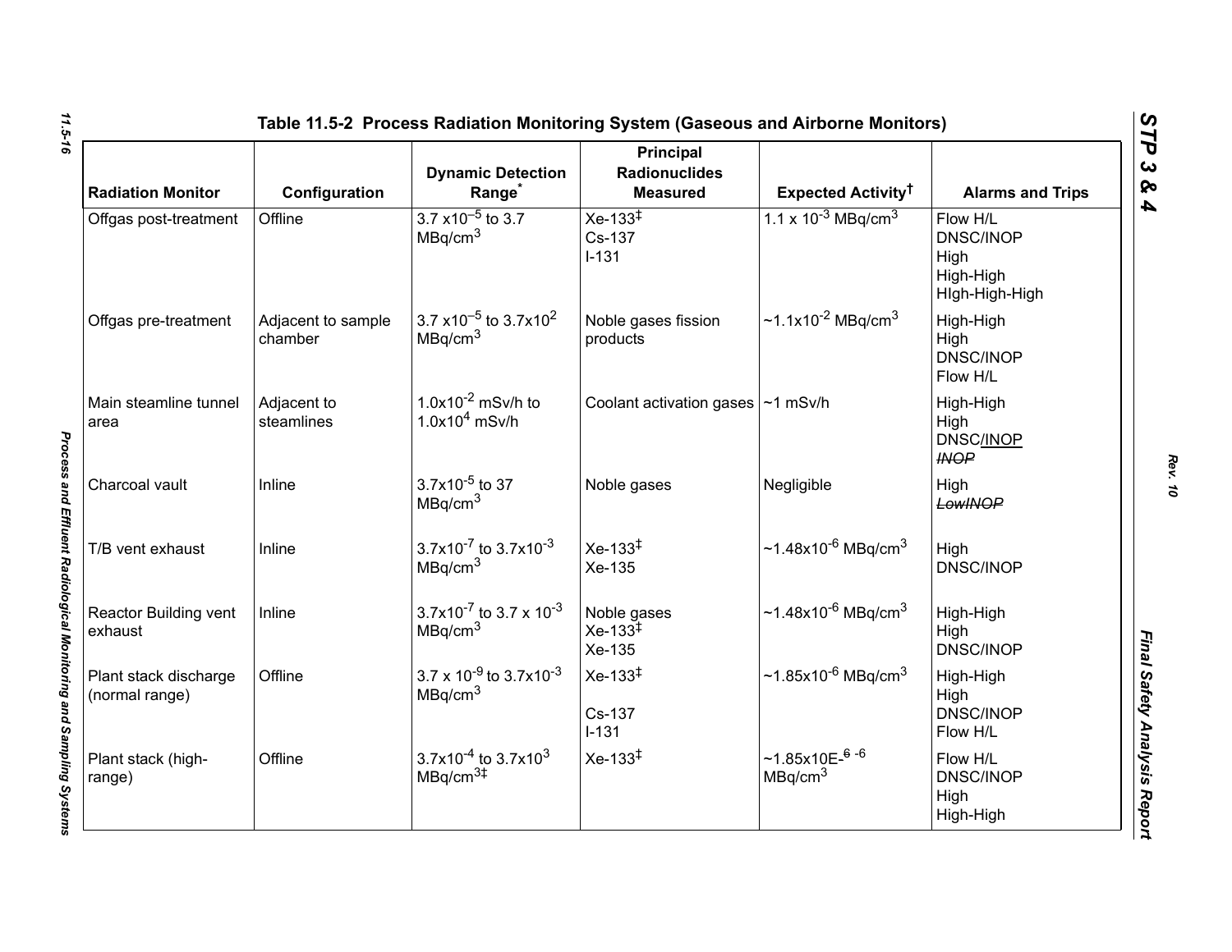# Table 11.5-2 Process Radiation Monitoring System (Gaseous and Airborne Monitors)

| Radiation Monitor | Configuration | Dynamic Detection Range* | Principal Radionuclides Measured | Expected Activity† | Alarms and Trips |
|---|---|---|---|---|---|
| Offgas post-treatment | Offline | $3.7 \times 10^{-5}$ to 3.7 $MBq/cm^3$ | Xe-133‡<br>Cs-137<br>I-131 | $1.1 \times 10^{-3}$ $MBq/cm^3$ | Flow H/L<br>DNSC/INOP<br>High<br>High-High<br>HIgh-High-High |
| Offgas pre-treatment | Adjacent to sample chamber | $3.7 \times 10^{-5}$ to $3.7 \times 10^{2}$ $MBq/cm^3$ | Noble gases fission products | $\sim 1.1 \times 10^{-2}$ $MBq/cm^3$ | High-High<br>High<br>DNSC/INOP<br>Flow H/L |
| Main steamline tunnel area | Adjacent to steamlines | $1.0 \times 10^{-2}$ mSv/h to $1.0 \times 10^{4}$ mSv/h | Coolant activation gases | ~1 mSv/h | High-High<br>High<br>DNSC/INOP<br>~~INOP~~ |
| Charcoal vault | Inline | $3.7 \times 10^{-5}$ to 37 $MBq/cm^3$ | Noble gases | Negligible | High<br>~~LowINOP~~ |
| T/B vent exhaust | Inline | $3.7 \times 10^{-7}$ to $3.7 \times 10^{-3}$ $MBq/cm^3$ | Xe-133‡<br>Xe-135 | $\sim 1.48 \times 10^{-6}$ $MBq/cm^3$ | High<br>DNSC/INOP |
| Reactor Building vent exhaust | Inline | $3.7 \times 10^{-7}$ to $3.7 \times 10^{-3}$ $MBq/cm^3$ | Noble gases<br>Xe-133‡<br>Xe-135 | $\sim 1.48 \times 10^{-6}$ $MBq/cm^3$ | High-High<br>High<br>DNSC/INOP |
| Plant stack discharge (normal range) | Offline | $3.7 \times 10^{-9}$ to $3.7 \times 10^{-3}$ $MBq/cm^3$ | Xe-133‡<br><br>Cs-137<br>I-131 | $\sim 1.85 \times 10^{-6}$ $MBq/cm^3$ | High-High<br>High<br>DNSC/INOP<br>Flow H/L |
| Plant stack (high-range) | Offline | $3.7 \times 10^{-4}$ to $3.7 \times 10^{3}$ $MBq/cm^3$‡ | Xe-133‡ | ~1.85x10E-~~6~~ -6 $MBq/cm^3$ | Flow H/L<br>DNSC/INOP<br>High<br>High-High |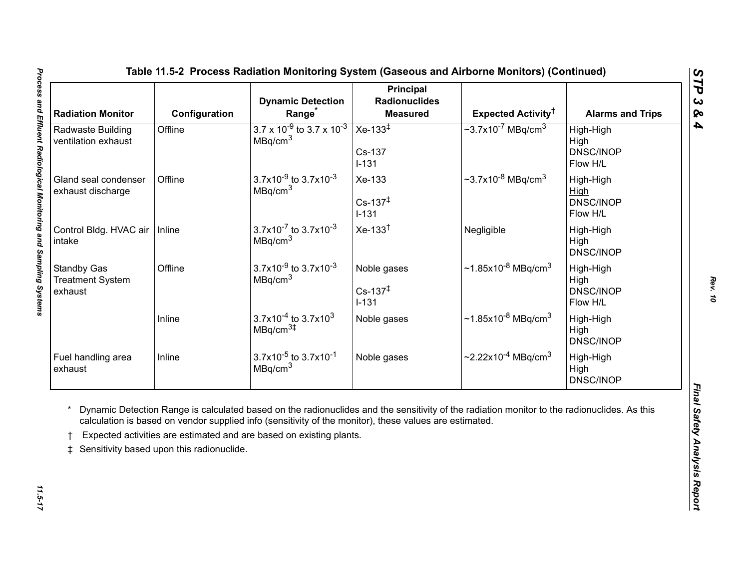**Table 11.5-2 Process Radiation Monitoring System (Gaseous and Airborne Monitors) (Continued)**

| Radiation Monitor | Configuration | Dynamic Detection Range* | Principal Radionuclides Measured | Expected Activity† | Alarms and Trips |
|---|---|---|---|---|---|
| Radwaste Building ventilation exhaust | Offline | $3.7 \times 10^{-9}$ to $3.7 \times 10^{-3}$ $MBq/cm^3$ | Xe-133‡<br><br>Cs-137<br>I-131 | ~$3.7 \times 10^{-7}$ $MBq/cm^3$ | High-High<br>High<br>DNSC/INOP<br>Flow H/L |
| Gland seal condenser exhaust discharge | Offline | $3.7 \times 10^{-9}$ to $3.7 \times 10^{-3}$ $MBq/cm^3$ | Xe-133<br><br>Cs-137‡<br>I-131 | ~$3.7 \times 10^{-8}$ $MBq/cm^3$ | High-High<br>High<br>DNSC/INOP<br>Flow H/L |
| Control Bldg. HVAC air intake | Inline | $3.7 \times 10^{-7}$ to $3.7 \times 10^{-3}$ $MBq/cm^3$ | Xe-133† | Negligible | High-High<br>High<br>DNSC/INOP |
| Standby Gas Treatment System exhaust | Offline | $3.7 \times 10^{-9}$ to $3.7 \times 10^{-3}$ $MBq/cm^3$ | Noble gases<br><br>Cs-137‡<br>I-131 | ~$1.85 \times 10^{-8}$ $MBq/cm^3$ | High-High<br>High<br>DNSC/INOP<br>Flow H/L |
| | Inline | $3.7 \times 10^{-4}$ to $3.7 \times 10^{3}$ $MBq/cm^3$‡ | Noble gases | ~$1.85 \times 10^{-8}$ $MBq/cm^3$ | High-High<br>High<br>DNSC/INOP |
| Fuel handling area exhaust | Inline | $3.7 \times 10^{-5}$ to $3.7 \times 10^{-1}$ $MBq/cm^3$ | Noble gases | ~$2.22 \times 10^{-4}$ $MBq/cm^3$ | High-High<br>High<br>DNSC/INOP |

\* Dynamic Detection Range is calculated based on the radionuclides and the sensitivity of the radiation monitor to the radionuclides. As this calculation is based on vendor supplied info (sensitivity of the monitor), these values are estimated.

† Expected activities are estimated and are based on existing plants.

‡ Sensitivity based upon this radionuclide.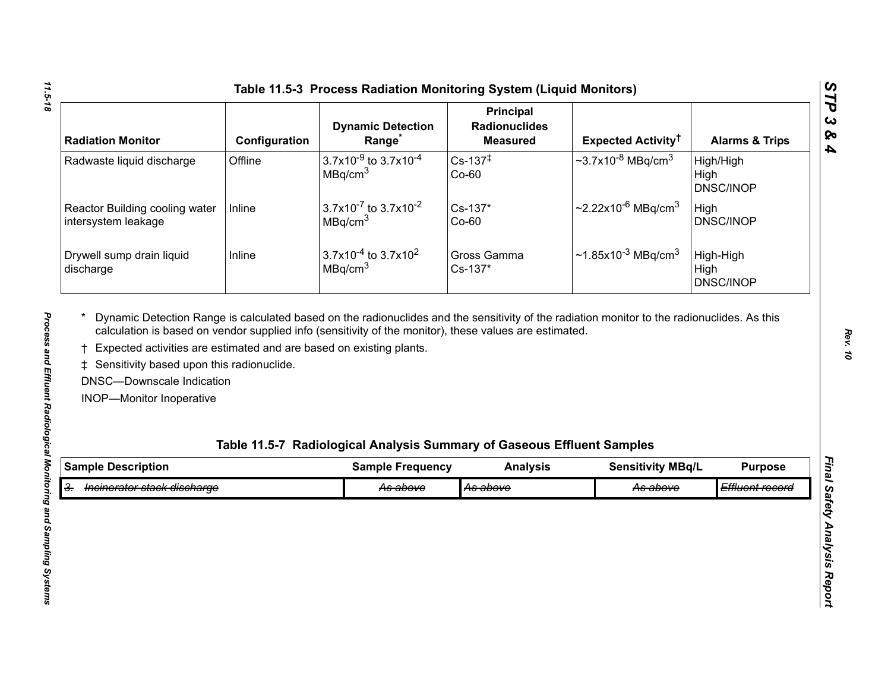## Table 11.5-3 Process Radiation Monitoring System (Liquid Monitors)

| Radiation Monitor | Configuration | Dynamic Detection Range* | Principal Radionuclides Measured | Expected Activity† | Alarms & Trips |
|---|---|---|---|---|---|
| Radwaste liquid discharge | Offline | $3.7 \times 10^{-9}$ to $3.7 \times 10^{-4}$ $MBq/cm^3$ | Cs-137‡<br>Co-60 | ~$3.7 \times 10^{-8}$ $MBq/cm^3$ | High/High<br>High<br>DNSC/INOP |
| Reactor Building cooling water intersystem leakage | Inline | $3.7 \times 10^{-7}$ to $3.7 \times 10^{-2}$ $MBq/cm^3$ | Cs-137*<br>Co-60 | ~$2.22 \times 10^{-6}$ $MBq/cm^3$ | High<br>DNSC/INOP |
| Drywell sump drain liquid discharge | Inline | $3.7 \times 10^{-4}$ to $3.7 \times 10^{2}$ $MBq/cm^3$ | Gross Gamma<br>Cs-137* | ~$1.85 \times 10^{-3}$ $MBq/cm^3$ | High-High<br>High<br>DNSC/INOP |

\* Dynamic Detection Range is calculated based on the radionuclides and the sensitivity of the radiation monitor to the radionuclides. As this calculation is based on vendor supplied info (sensitivity of the monitor), these values are estimated.

† Expected activities are estimated and are based on existing plants.

‡ Sensitivity based upon this radionuclide.

DNSC—Downscale Indication

INOP—Monitor Inoperative

## Table 11.5-7 Radiological Analysis Summary of Gaseous Effluent Samples

| Sample Description | Sample Frequency | Analysis | Sensitivity MBq/L | Purpose |
|---|---|---|---|---|
| ~~3. Incinerator stack discharge~~ | ~~As above~~ | ~~As above~~ | ~~As above~~ | ~~Effluent record~~ |